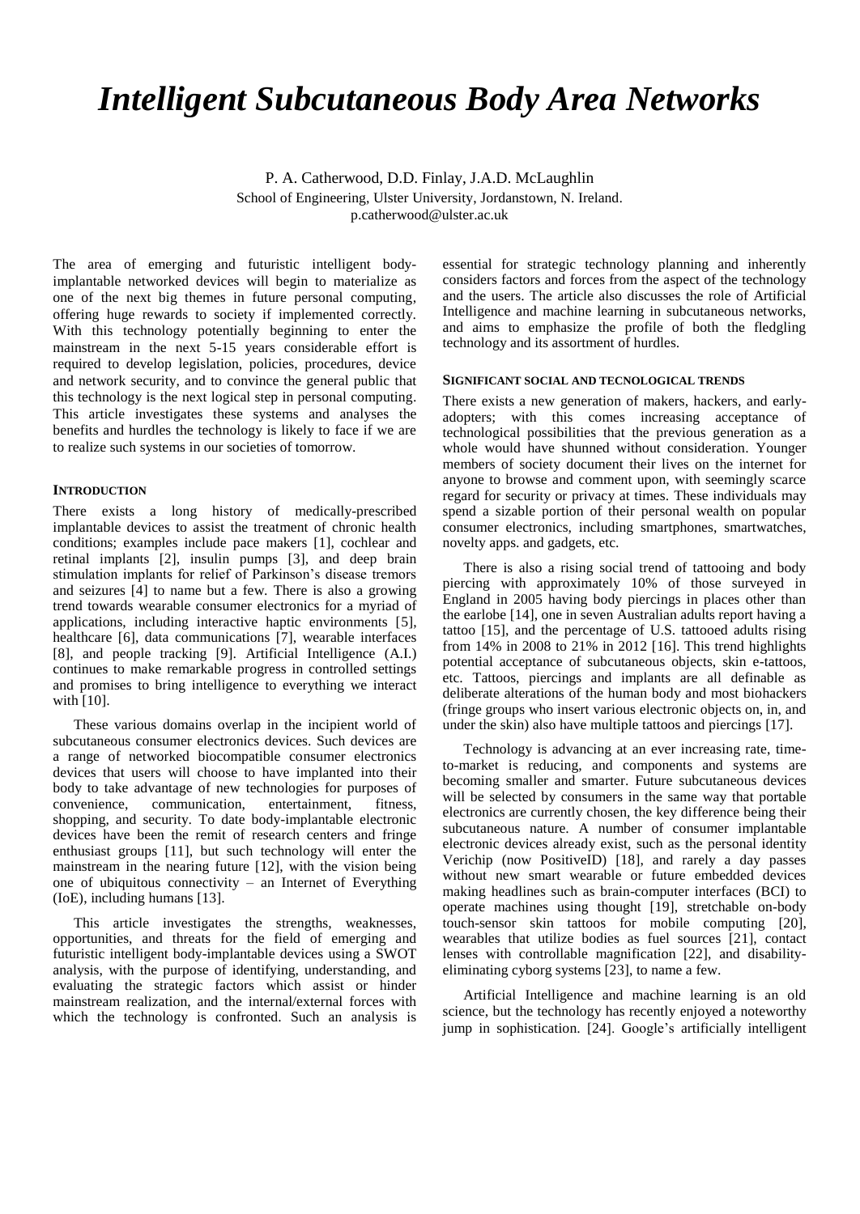# *Intelligent Subcutaneous Body Area Networks*

P. A. Catherwood, D.D. Finlay, J.A.D. McLaughlin
School of Engineering, Ulster University, Jordanstown, N. Ireland.
p.catherwood@ulster.ac.uk

The area of emerging and futuristic intelligent body-implantable networked devices will begin to materialize as one of the next big themes in future personal computing, offering huge rewards to society if implemented correctly. With this technology potentially beginning to enter the mainstream in the next 5-15 years considerable effort is required to develop legislation, policies, procedures, device and network security, and to convince the general public that this technology is the next logical step in personal computing. This article investigates these systems and analyses the benefits and hurdles the technology is likely to face if we are to realize such systems in our societies of tomorrow.

## INTRODUCTION

There exists a long history of medically-prescribed implantable devices to assist the treatment of chronic health conditions; examples include pace makers [1], cochlear and retinal implants [2], insulin pumps [3], and deep brain stimulation implants for relief of Parkinson's disease tremors and seizures [4] to name but a few. There is also a growing trend towards wearable consumer electronics for a myriad of applications, including interactive haptic environments [5], healthcare [6], data communications [7], wearable interfaces [8], and people tracking [9]. Artificial Intelligence (A.I.) continues to make remarkable progress in controlled settings and promises to bring intelligence to everything we interact with [10].

These various domains overlap in the incipient world of subcutaneous consumer electronics devices. Such devices are a range of networked biocompatible consumer electronics devices that users will choose to have implanted into their body to take advantage of new technologies for purposes of convenience, communication, entertainment, fitness, shopping, and security. To date body-implantable electronic devices have been the remit of research centers and fringe enthusiast groups [11], but such technology will enter the mainstream in the nearing future [12], with the vision being one of ubiquitous connectivity – an Internet of Everything (IoE), including humans [13].

This article investigates the strengths, weaknesses, opportunities, and threats for the field of emerging and futuristic intelligent body-implantable devices using a SWOT analysis, with the purpose of identifying, understanding, and evaluating the strategic factors which assist or hinder mainstream realization, and the internal/external forces with which the technology is confronted. Such an analysis is essential for strategic technology planning and inherently considers factors and forces from the aspect of the technology and the users. The article also discusses the role of Artificial Intelligence and machine learning in subcutaneous networks, and aims to emphasize the profile of both the fledgling technology and its assortment of hurdles.

## SIGNIFICANT SOCIAL AND TECNOLOGICAL TRENDS

There exists a new generation of makers, hackers, and early-adopters; with this comes increasing acceptance of technological possibilities that the previous generation as a whole would have shunned without consideration. Younger members of society document their lives on the internet for anyone to browse and comment upon, with seemingly scarce regard for security or privacy at times. These individuals may spend a sizable portion of their personal wealth on popular consumer electronics, including smartphones, smartwatches, novelty apps. and gadgets, etc.

There is also a rising social trend of tattooing and body piercing with approximately 10% of those surveyed in England in 2005 having body piercings in places other than the earlobe [14], one in seven Australian adults report having a tattoo [15], and the percentage of U.S. tattooed adults rising from 14% in 2008 to 21% in 2012 [16]. This trend highlights potential acceptance of subcutaneous objects, skin e-tattoos, etc. Tattoos, piercings and implants are all definable as deliberate alterations of the human body and most biohackers (fringe groups who insert various electronic objects on, in, and under the skin) also have multiple tattoos and piercings [17].

Technology is advancing at an ever increasing rate, time-to-market is reducing, and components and systems are becoming smaller and smarter. Future subcutaneous devices will be selected by consumers in the same way that portable electronics are currently chosen, the key difference being their subcutaneous nature. A number of consumer implantable electronic devices already exist, such as the personal identity Verichip (now PositiveID) [18], and rarely a day passes without new smart wearable or future embedded devices making headlines such as brain-computer interfaces (BCI) to operate machines using thought [19], stretchable on-body touch-sensor skin tattoos for mobile computing [20], wearables that utilize bodies as fuel sources [21], contact lenses with controllable magnification [22], and disability-eliminating cyborg systems [23], to name a few.

Artificial Intelligence and machine learning is an old science, but the technology has recently enjoyed a noteworthy jump in sophistication. [24]. Google's artificially intelligent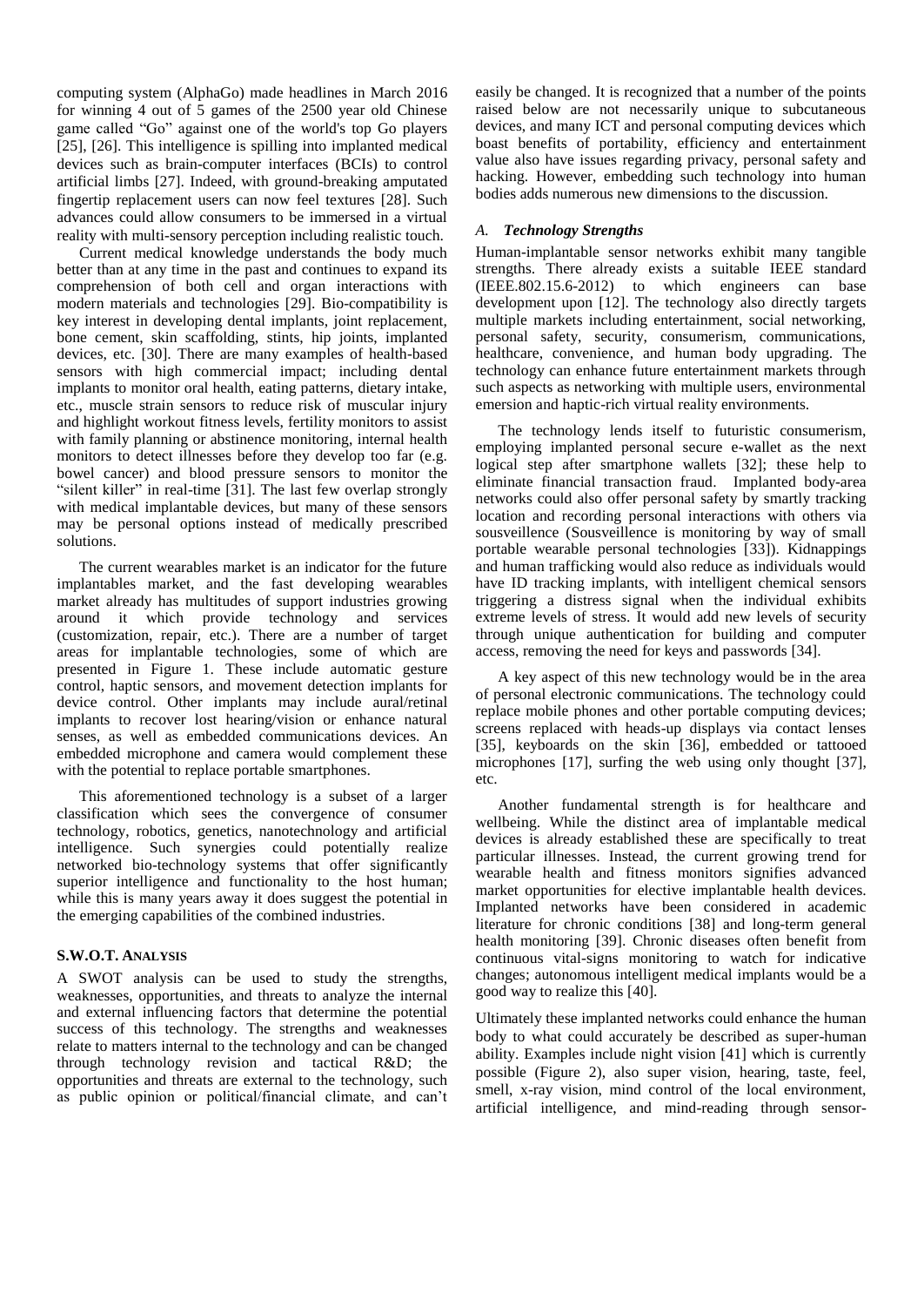computing system (AlphaGo) made headlines in March 2016 for winning 4 out of 5 games of the 2500 year old Chinese game called "Go" against one of the world's top Go players [25], [26]. This intelligence is spilling into implanted medical devices such as brain-computer interfaces (BCIs) to control artificial limbs [27]. Indeed, with ground-breaking amputated fingertip replacement users can now feel textures [28]. Such advances could allow consumers to be immersed in a virtual reality with multi-sensory perception including realistic touch.

Current medical knowledge understands the body much better than at any time in the past and continues to expand its comprehension of both cell and organ interactions with modern materials and technologies [29]. Bio-compatibility is key interest in developing dental implants, joint replacement, bone cement, skin scaffolding, stints, hip joints, implanted devices, etc. [30]. There are many examples of health-based sensors with high commercial impact; including dental implants to monitor oral health, eating patterns, dietary intake, etc., muscle strain sensors to reduce risk of muscular injury and highlight workout fitness levels, fertility monitors to assist with family planning or abstinence monitoring, internal health monitors to detect illnesses before they develop too far (e.g. bowel cancer) and blood pressure sensors to monitor the "silent killer" in real-time [31]. The last few overlap strongly with medical implantable devices, but many of these sensors may be personal options instead of medically prescribed solutions.

The current wearables market is an indicator for the future implantables market, and the fast developing wearables market already has multitudes of support industries growing around it which provide technology and services (customization, repair, etc.). There are a number of target areas for implantable technologies, some of which are presented in Figure 1. These include automatic gesture control, haptic sensors, and movement detection implants for device control. Other implants may include aural/retinal implants to recover lost hearing/vision or enhance natural senses, as well as embedded communications devices. An embedded microphone and camera would complement these with the potential to replace portable smartphones.

This aforementioned technology is a subset of a larger classification which sees the convergence of consumer technology, robotics, genetics, nanotechnology and artificial intelligence. Such synergies could potentially realize networked bio-technology systems that offer significantly superior intelligence and functionality to the host human; while this is many years away it does suggest the potential in the emerging capabilities of the combined industries.

## S.W.O.T. Analysis

A SWOT analysis can be used to study the strengths, weaknesses, opportunities, and threats to analyze the internal and external influencing factors that determine the potential success of this technology. The strengths and weaknesses relate to matters internal to the technology and can be changed through technology revision and tactical R&D; the opportunities and threats are external to the technology, such as public opinion or political/financial climate, and can't easily be changed. It is recognized that a number of the points raised below are not necessarily unique to subcutaneous devices, and many ICT and personal computing devices which boast benefits of portability, efficiency and entertainment value also have issues regarding privacy, personal safety and hacking. However, embedding such technology into human bodies adds numerous new dimensions to the discussion.

### *A. Technology Strengths*

Human-implantable sensor networks exhibit many tangible strengths. There already exists a suitable IEEE standard (IEEE.802.15.6-2012) to which engineers can base development upon [12]. The technology also directly targets multiple markets including entertainment, social networking, personal safety, security, consumerism, communications, healthcare, convenience, and human body upgrading. The technology can enhance future entertainment markets through such aspects as networking with multiple users, environmental emersion and haptic-rich virtual reality environments.

The technology lends itself to futuristic consumerism, employing implanted personal secure e-wallet as the next logical step after smartphone wallets [32]; these help to eliminate financial transaction fraud. Implanted body-area networks could also offer personal safety by smartly tracking location and recording personal interactions with others via sousveillence (Sousveillence is monitoring by way of small portable wearable personal technologies [33]). Kidnappings and human trafficking would also reduce as individuals would have ID tracking implants, with intelligent chemical sensors triggering a distress signal when the individual exhibits extreme levels of stress. It would add new levels of security through unique authentication for building and computer access, removing the need for keys and passwords [34].

A key aspect of this new technology would be in the area of personal electronic communications. The technology could replace mobile phones and other portable computing devices; screens replaced with heads-up displays via contact lenses [35], keyboards on the skin [36], embedded or tattooed microphones [17], surfing the web using only thought [37], etc.

Another fundamental strength is for healthcare and wellbeing. While the distinct area of implantable medical devices is already established these are specifically to treat particular illnesses. Instead, the current growing trend for wearable health and fitness monitors signifies advanced market opportunities for elective implantable health devices. Implanted networks have been considered in academic literature for chronic conditions [38] and long-term general health monitoring [39]. Chronic diseases often benefit from continuous vital-signs monitoring to watch for indicative changes; autonomous intelligent medical implants would be a good way to realize this [40].

Ultimately these implanted networks could enhance the human body to what could accurately be described as super-human ability. Examples include night vision [41] which is currently possible (Figure 2), also super vision, hearing, taste, feel, smell, x-ray vision, mind control of the local environment, artificial intelligence, and mind-reading through sensor-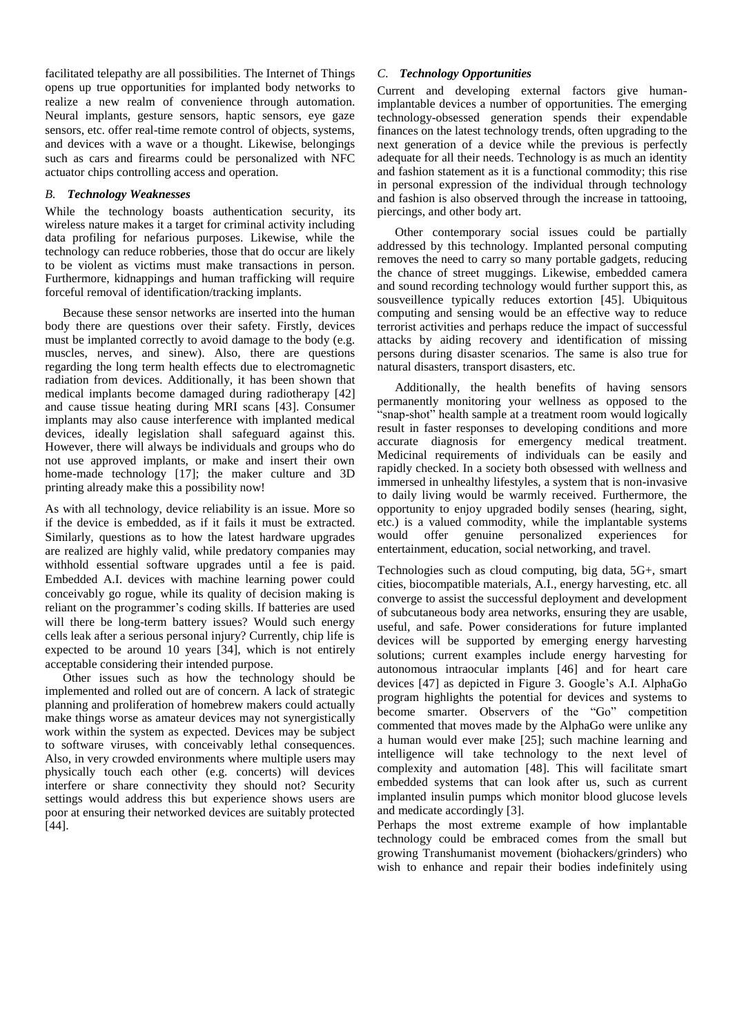facilitated telepathy are all possibilities. The Internet of Things opens up true opportunities for implanted body networks to realize a new realm of convenience through automation. Neural implants, gesture sensors, haptic sensors, eye gaze sensors, etc. offer real-time remote control of objects, systems, and devices with a wave or a thought. Likewise, belongings such as cars and firearms could be personalized with NFC actuator chips controlling access and operation.

### *B. Technology Weaknesses*

While the technology boasts authentication security, its wireless nature makes it a target for criminal activity including data profiling for nefarious purposes. Likewise, while the technology can reduce robberies, those that do occur are likely to be violent as victims must make transactions in person. Furthermore, kidnappings and human trafficking will require forceful removal of identification/tracking implants.

Because these sensor networks are inserted into the human body there are questions over their safety. Firstly, devices must be implanted correctly to avoid damage to the body (e.g. muscles, nerves, and sinew). Also, there are questions regarding the long term health effects due to electromagnetic radiation from devices. Additionally, it has been shown that medical implants become damaged during radiotherapy [42] and cause tissue heating during MRI scans [43]. Consumer implants may also cause interference with implanted medical devices, ideally legislation shall safeguard against this. However, there will always be individuals and groups who do not use approved implants, or make and insert their own home-made technology [17]; the maker culture and 3D printing already make this a possibility now!

As with all technology, device reliability is an issue. More so if the device is embedded, as if it fails it must be extracted. Similarly, questions as to how the latest hardware upgrades are realized are highly valid, while predatory companies may withhold essential software upgrades until a fee is paid. Embedded A.I. devices with machine learning power could conceivably go rogue, while its quality of decision making is reliant on the programmer's coding skills. If batteries are used will there be long-term battery issues? Would such energy cells leak after a serious personal injury? Currently, chip life is expected to be around 10 years [34], which is not entirely acceptable considering their intended purpose.

Other issues such as how the technology should be implemented and rolled out are of concern. A lack of strategic planning and proliferation of homebrew makers could actually make things worse as amateur devices may not synergistically work within the system as expected. Devices may be subject to software viruses, with conceivably lethal consequences. Also, in very crowded environments where multiple users may physically touch each other (e.g. concerts) will devices interfere or share connectivity they should not? Security settings would address this but experience shows users are poor at ensuring their networked devices are suitably protected [44].

### *C. Technology Opportunities*

Current and developing external factors give human-implantable devices a number of opportunities. The emerging technology-obsessed generation spends their expendable finances on the latest technology trends, often upgrading to the next generation of a device while the previous is perfectly adequate for all their needs. Technology is as much an identity and fashion statement as it is a functional commodity; this rise in personal expression of the individual through technology and fashion is also observed through the increase in tattooing, piercings, and other body art.

Other contemporary social issues could be partially addressed by this technology. Implanted personal computing removes the need to carry so many portable gadgets, reducing the chance of street muggings. Likewise, embedded camera and sound recording technology would further support this, as sousveillence typically reduces extortion [45]. Ubiquitous computing and sensing would be an effective way to reduce terrorist activities and perhaps reduce the impact of successful attacks by aiding recovery and identification of missing persons during disaster scenarios. The same is also true for natural disasters, transport disasters, etc.

Additionally, the health benefits of having sensors permanently monitoring your wellness as opposed to the "snap-shot" health sample at a treatment room would logically result in faster responses to developing conditions and more accurate diagnosis for emergency medical treatment. Medicinal requirements of individuals can be easily and rapidly checked. In a society both obsessed with wellness and immersed in unhealthy lifestyles, a system that is non-invasive to daily living would be warmly received. Furthermore, the opportunity to enjoy upgraded bodily senses (hearing, sight, etc.) is a valued commodity, while the implantable systems would offer genuine personalized experiences for entertainment, education, social networking, and travel.

Technologies such as cloud computing, big data, 5G+, smart cities, biocompatible materials, A.I., energy harvesting, etc. all converge to assist the successful deployment and development of subcutaneous body area networks, ensuring they are usable, useful, and safe. Power considerations for future implanted devices will be supported by emerging energy harvesting solutions; current examples include energy harvesting for autonomous intraocular implants [46] and for heart care devices [47] as depicted in Figure 3. Google's A.I. AlphaGo program highlights the potential for devices and systems to become smarter. Observers of the "Go" competition commented that moves made by the AlphaGo were unlike any a human would ever make [25]; such machine learning and intelligence will take technology to the next level of complexity and automation [48]. This will facilitate smart embedded systems that can look after us, such as current implanted insulin pumps which monitor blood glucose levels and medicate accordingly [3].

Perhaps the most extreme example of how implantable technology could be embraced comes from the small but growing Transhumanist movement (biohackers/grinders) who wish to enhance and repair their bodies indefinitely using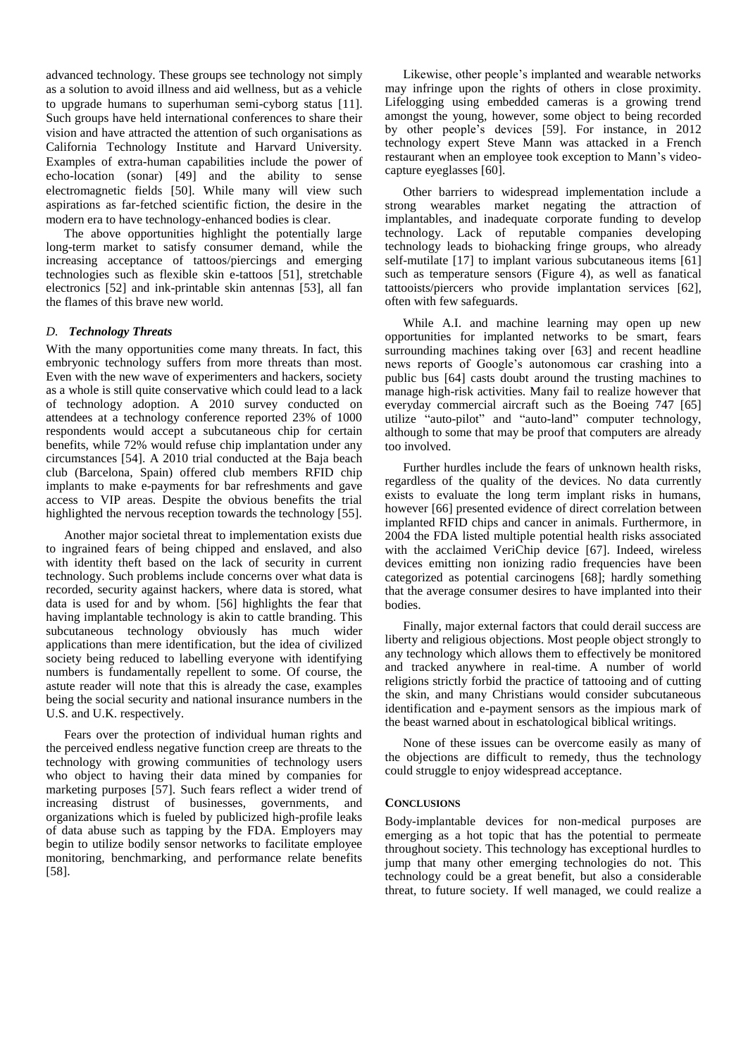advanced technology. These groups see technology not simply as a solution to avoid illness and aid wellness, but as a vehicle to upgrade humans to superhuman semi-cyborg status [11]. Such groups have held international conferences to share their vision and have attracted the attention of such organisations as California Technology Institute and Harvard University. Examples of extra-human capabilities include the power of echo-location (sonar) [49] and the ability to sense electromagnetic fields [50]. While many will view such aspirations as far-fetched scientific fiction, the desire in the modern era to have technology-enhanced bodies is clear.

The above opportunities highlight the potentially large long-term market to satisfy consumer demand, while the increasing acceptance of tattoos/piercings and emerging technologies such as flexible skin e-tattoos [51], stretchable electronics [52] and ink-printable skin antennas [53], all fan the flames of this brave new world.

### *D. Technology Threats*

With the many opportunities come many threats. In fact, this embryonic technology suffers from more threats than most. Even with the new wave of experimenters and hackers, society as a whole is still quite conservative which could lead to a lack of technology adoption. A 2010 survey conducted on attendees at a technology conference reported 23% of 1000 respondents would accept a subcutaneous chip for certain benefits, while 72% would refuse chip implantation under any circumstances [54]. A 2010 trial conducted at the Baja beach club (Barcelona, Spain) offered club members RFID chip implants to make e-payments for bar refreshments and gave access to VIP areas. Despite the obvious benefits the trial highlighted the nervous reception towards the technology [55].

Another major societal threat to implementation exists due to ingrained fears of being chipped and enslaved, and also with identity theft based on the lack of security in current technology. Such problems include concerns over what data is recorded, security against hackers, where data is stored, what data is used for and by whom. [56] highlights the fear that having implantable technology is akin to cattle branding. This subcutaneous technology obviously has much wider applications than mere identification, but the idea of civilized society being reduced to labelling everyone with identifying numbers is fundamentally repellent to some. Of course, the astute reader will note that this is already the case, examples being the social security and national insurance numbers in the U.S. and U.K. respectively.

Fears over the protection of individual human rights and the perceived endless negative function creep are threats to the technology with growing communities of technology users who object to having their data mined by companies for marketing purposes [57]. Such fears reflect a wider trend of increasing distrust of businesses, governments, and organizations which is fueled by publicized high-profile leaks of data abuse such as tapping by the FDA. Employers may begin to utilize bodily sensor networks to facilitate employee monitoring, benchmarking, and performance relate benefits [58].

Likewise, other people's implanted and wearable networks may infringe upon the rights of others in close proximity. Lifelogging using embedded cameras is a growing trend amongst the young, however, some object to being recorded by other people's devices [59]. For instance, in 2012 technology expert Steve Mann was attacked in a French restaurant when an employee took exception to Mann's video-capture eyeglasses [60].

Other barriers to widespread implementation include a strong wearables market negating the attraction of implantables, and inadequate corporate funding to develop technology. Lack of reputable companies developing technology leads to biohacking fringe groups, who already self-mutilate [17] to implant various subcutaneous items [61] such as temperature sensors (Figure 4), as well as fanatical tattooists/piercers who provide implantation services [62], often with few safeguards.

While A.I. and machine learning may open up new opportunities for implanted networks to be smart, fears surrounding machines taking over [63] and recent headline news reports of Google's autonomous car crashing into a public bus [64] casts doubt around the trusting machines to manage high-risk activities. Many fail to realize however that everyday commercial aircraft such as the Boeing 747 [65] utilize "auto-pilot" and "auto-land" computer technology, although to some that may be proof that computers are already too involved.

Further hurdles include the fears of unknown health risks, regardless of the quality of the devices. No data currently exists to evaluate the long term implant risks in humans, however [66] presented evidence of direct correlation between implanted RFID chips and cancer in animals. Furthermore, in 2004 the FDA listed multiple potential health risks associated with the acclaimed VeriChip device [67]. Indeed, wireless devices emitting non ionizing radio frequencies have been categorized as potential carcinogens [68]; hardly something that the average consumer desires to have implanted into their bodies.

Finally, major external factors that could derail success are liberty and religious objections. Most people object strongly to any technology which allows them to effectively be monitored and tracked anywhere in real-time. A number of world religions strictly forbid the practice of tattooing and of cutting the skin, and many Christians would consider subcutaneous identification and e-payment sensors as the impious mark of the beast warned about in eschatological biblical writings.

None of these issues can be overcome easily as many of the objections are difficult to remedy, thus the technology could struggle to enjoy widespread acceptance.

## CONCLUSIONS

Body-implantable devices for non-medical purposes are emerging as a hot topic that has the potential to permeate throughout society. This technology has exceptional hurdles to jump that many other emerging technologies do not. This technology could be a great benefit, but also a considerable threat, to future society. If well managed, we could realize a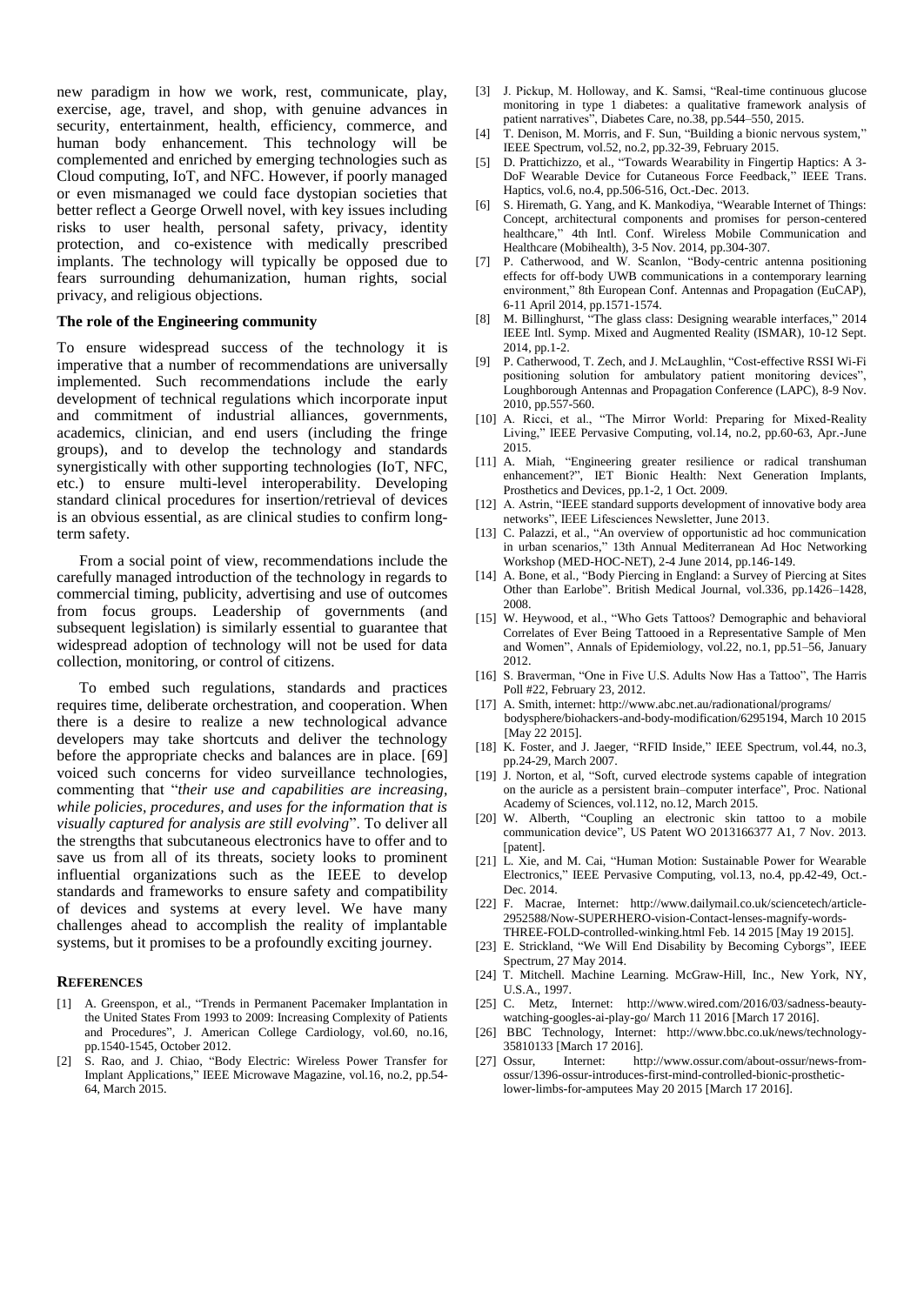new paradigm in how we work, rest, communicate, play, exercise, age, travel, and shop, with genuine advances in security, entertainment, health, efficiency, commerce, and human body enhancement. This technology will be complemented and enriched by emerging technologies such as Cloud computing, IoT, and NFC. However, if poorly managed or even mismanaged we could face dystopian societies that better reflect a George Orwell novel, with key issues including risks to user health, personal safety, privacy, identity protection, and co-existence with medically prescribed implants. The technology will typically be opposed due to fears surrounding dehumanization, human rights, social privacy, and religious objections.

### The role of the Engineering community

To ensure widespread success of the technology it is imperative that a number of recommendations are universally implemented. Such recommendations include the early development of technical regulations which incorporate input and commitment of industrial alliances, governments, academics, clinician, and end users (including the fringe groups), and to develop the technology and standards synergistically with other supporting technologies (IoT, NFC, etc.) to ensure multi-level interoperability. Developing standard clinical procedures for insertion/retrieval of devices is an obvious essential, as are clinical studies to confirm long-term safety.

From a social point of view, recommendations include the carefully managed introduction of the technology in regards to commercial timing, publicity, advertising and use of outcomes from focus groups. Leadership of governments (and subsequent legislation) is similarly essential to guarantee that widespread adoption of technology will not be used for data collection, monitoring, or control of citizens.

To embed such regulations, standards and practices requires time, deliberate orchestration, and cooperation. When there is a desire to realize a new technological advance developers may take shortcuts and deliver the technology before the appropriate checks and balances are in place. [69] voiced such concerns for video surveillance technologies, commenting that "*their use and capabilities are increasing, while policies, procedures, and uses for the information that is visually captured for analysis are still evolving*". To deliver all the strengths that subcutaneous electronics have to offer and to save us from all of its threats, society looks to prominent influential organizations such as the IEEE to develop standards and frameworks to ensure safety and compatibility of devices and systems at every level. We have many challenges ahead to accomplish the reality of implantable systems, but it promises to be a profoundly exciting journey.

### REFERENCES

[1] A. Greenspon, et al., "Trends in Permanent Pacemaker Implantation in the United States From 1993 to 2009: Increasing Complexity of Patients and Procedures", J. American College Cardiology, vol.60, no.16, pp.1540-1545, October 2012.

[2] S. Rao, and J. Chiao, "Body Electric: Wireless Power Transfer for Implant Applications," IEEE Microwave Magazine, vol.16, no.2, pp.54-64, March 2015.

[3] J. Pickup, M. Holloway, and K. Samsi, "Real-time continuous glucose monitoring in type 1 diabetes: a qualitative framework analysis of patient narratives", Diabetes Care, no.38, pp.544–550, 2015.

[4] T. Denison, M. Morris, and F. Sun, "Building a bionic nervous system," IEEE Spectrum, vol.52, no.2, pp.32-39, February 2015.

[5] D. Prattichizzo, et al., "Towards Wearability in Fingertip Haptics: A 3-DoF Wearable Device for Cutaneous Force Feedback," IEEE Trans. Haptics, vol.6, no.4, pp.506-516, Oct.-Dec. 2013.

[6] S. Hiremath, G. Yang, and K. Mankodiya, "Wearable Internet of Things: Concept, architectural components and promises for person-centered healthcare," 4th Intl. Conf. Wireless Mobile Communication and Healthcare (Mobihealth), 3-5 Nov. 2014, pp.304-307.

[7] P. Catherwood, and W. Scanlon, "Body-centric antenna positioning effects for off-body UWB communications in a contemporary learning environment," 8th European Conf. Antennas and Propagation (EuCAP), 6-11 April 2014, pp.1571-1574.

[8] M. Billinghurst, "The glass class: Designing wearable interfaces," 2014 IEEE Intl. Symp. Mixed and Augmented Reality (ISMAR), 10-12 Sept. 2014, pp.1-2.

[9] P. Catherwood, T. Zech, and J. McLaughlin, "Cost-effective RSSI Wi-Fi positioning solution for ambulatory patient monitoring devices", Loughborough Antennas and Propagation Conference (LAPC), 8-9 Nov. 2010, pp.557-560.

[10] A. Ricci, et al., "The Mirror World: Preparing for Mixed-Reality Living," IEEE Pervasive Computing, vol.14, no.2, pp.60-63, Apr.-June 2015.

[11] A. Miah, "Engineering greater resilience or radical transhuman enhancement?", IET Bionic Health: Next Generation Implants, Prosthetics and Devices, pp.1-2, 1 Oct. 2009.

[12] A. Astrin, "IEEE standard supports development of innovative body area networks", IEEE Lifesciences Newsletter, June 2013.

[13] C. Palazzi, et al., "An overview of opportunistic ad hoc communication in urban scenarios," 13th Annual Mediterranean Ad Hoc Networking Workshop (MED-HOC-NET), 2-4 June 2014, pp.146-149.

[14] A. Bone, et al., "Body Piercing in England: a Survey of Piercing at Sites Other than Earlobe". British Medical Journal, vol.336, pp.1426–1428, 2008.

[15] W. Heywood, et al., "Who Gets Tattoos? Demographic and behavioral Correlates of Ever Being Tattooed in a Representative Sample of Men and Women", Annals of Epidemiology, vol.22, no.1, pp.51–56, January 2012.

[16] S. Braverman, "One in Five U.S. Adults Now Has a Tattoo", The Harris Poll #22, February 23, 2012.

[17] A. Smith, internet: http://www.abc.net.au/radionational/programs/bodysphere/biohackers-and-body-modification/6295194, March 10 2015 [May 22 2015].

[18] K. Foster, and J. Jaeger, "RFID Inside," IEEE Spectrum, vol.44, no.3, pp.24-29, March 2007.

[19] J. Norton, et al, "Soft, curved electrode systems capable of integration on the auricle as a persistent brain–computer interface", Proc. National Academy of Sciences, vol.112, no.12, March 2015.

[20] W. Alberth, "Coupling an electronic skin tattoo to a mobile communication device", US Patent WO 2013166377 A1, 7 Nov. 2013. [patent].

[21] L. Xie, and M. Cai, "Human Motion: Sustainable Power for Wearable Electronics," IEEE Pervasive Computing, vol.13, no.4, pp.42-49, Oct.-Dec. 2014.

[22] F. Macrae, Internet: http://www.dailymail.co.uk/sciencetech/article-2952588/Now-SUPERHERO-vision-Contact-lenses-magnify-words-THREE-FOLD-controlled-winking.html Feb. 14 2015 [May 19 2015].

[23] E. Strickland, "We Will End Disability by Becoming Cyborgs", IEEE Spectrum, 27 May 2014.

[24] T. Mitchell. Machine Learning. McGraw-Hill, Inc., New York, NY, U.S.A., 1997.

[25] C. Metz, Internet: http://www.wired.com/2016/03/sadness-beauty-watching-googles-ai-play-go/ March 11 2016 [March 17 2016].

[26] BBC Technology, Internet: http://www.bbc.co.uk/news/technology-35810133 [March 17 2016].

[27] Ossur, Internet: http://www.ossur.com/about-ossur/news-from-ossur/1396-ossur-introduces-first-mind-controlled-bionic-prosthetic-lower-limbs-for-amputees May 20 2015 [March 17 2016].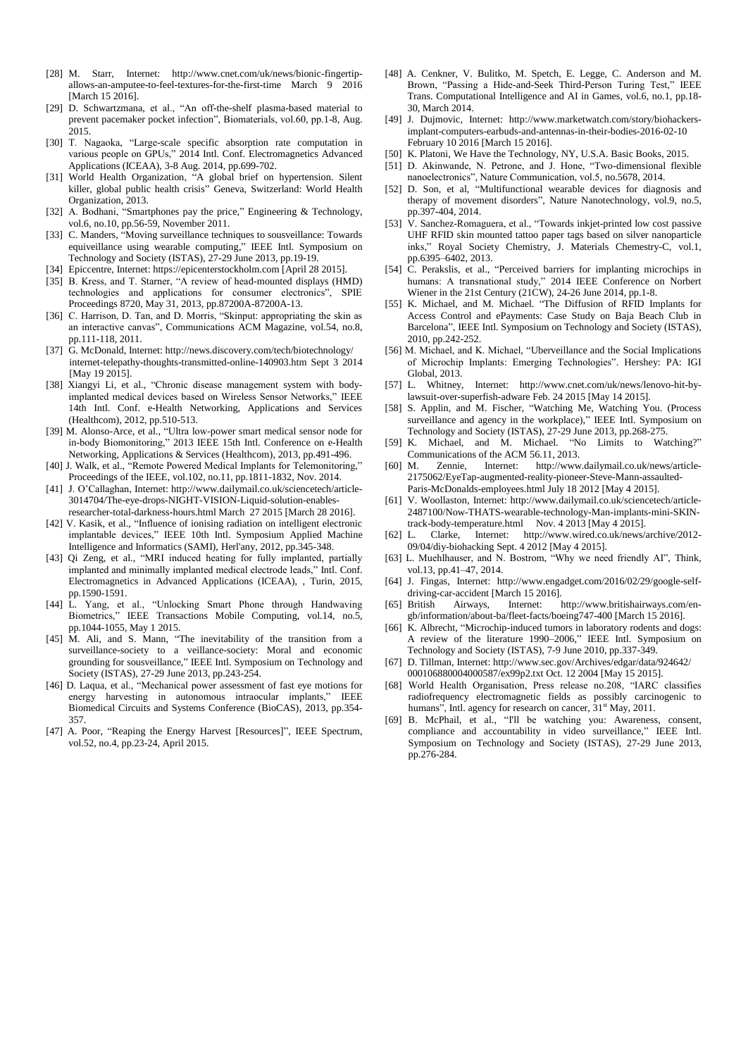[28] M. Starr, Internet: http://www.cnet.com/uk/news/bionic-fingertip-allows-an-amputee-to-feel-textures-for-the-first-time March 9 2016 [March 15 2016].

[29] D. Schwartzmana, et al., "An off-the-shelf plasma-based material to prevent pacemaker pocket infection", Biomaterials, vol.60, pp.1-8, Aug. 2015.

[30] T. Nagaoka, "Large-scale specific absorption rate computation in various people on GPUs," 2014 Intl. Conf. Electromagnetics Advanced Applications (ICEAA), 3-8 Aug. 2014, pp.699-702.

[31] World Health Organization, "A global brief on hypertension. Silent killer, global public health crisis" Geneva, Switzerland: World Health Organization, 2013.

[32] A. Bodhani, "Smartphones pay the price," Engineering & Technology, vol.6, no.10, pp.56-59, November 2011.

[33] C. Manders, "Moving surveillance techniques to sousveillance: Towards equiveillance using wearable computing," IEEE Intl. Symposium on Technology and Society (ISTAS), 27-29 June 2013, pp.19-19.

[34] Epiccentre, Internet: https://epicenterstockholm.com [April 28 2015].

[35] B. Kress, and T. Starner, "A review of head-mounted displays (HMD) technologies and applications for consumer electronics", SPIE Proceedings 8720, May 31, 2013, pp.87200A-87200A-13.

[36] C. Harrison, D. Tan, and D. Morris, "Skinput: appropriating the skin as an interactive canvas", Communications ACM Magazine, vol.54, no.8, pp.111-118, 2011.

[37] G. McDonald, Internet: http://news.discovery.com/tech/biotechnology/internet-telepathy-thoughts-transmitted-online-140903.htm Sept 3 2014 [May 19 2015].

[38] Xiangyi Li, et al., "Chronic disease management system with body-implanted medical devices based on Wireless Sensor Networks," IEEE 14th Intl. Conf. e-Health Networking, Applications and Services (Healthcom), 2012, pp.510-513.

[39] M. Alonso-Arce, et al., "Ultra low-power smart medical sensor node for in-body Biomonitoring," 2013 IEEE 15th Intl. Conference on e-Health Networking, Applications & Services (Healthcom), 2013, pp.491-496.

[40] J. Walk, et al., "Remote Powered Medical Implants for Telemonitoring," Proceedings of the IEEE, vol.102, no.11, pp.1811-1832, Nov. 2014.

[41] J. O'Callaghan, Internet: http://www.dailymail.co.uk/sciencetech/article-3014704/The-eye-drops-NIGHT-VISION-Liquid-solution-enables-researcher-total-darkness-hours.html March 27 2015 [March 28 2016].

[42] V. Kasik, et al., "Influence of ionising radiation on intelligent electronic implantable devices," IEEE 10th Intl. Symposium Applied Machine Intelligence and Informatics (SAMI), Herl'any, 2012, pp.345-348.

[43] Qi Zeng, et al., "MRI induced heating for fully implanted, partially implanted and minimally implanted medical electrode leads," Intl. Conf. Electromagnetics in Advanced Applications (ICEAA), , Turin, 2015, pp.1590-1591.

[44] L. Yang, et al., "Unlocking Smart Phone through Handwaving Biometrics," IEEE Transactions Mobile Computing, vol.14, no.5, pp.1044-1055, May 1 2015.

[45] M. Ali, and S. Mann, "The inevitability of the transition from a surveillance-society to a veillance-society: Moral and economic grounding for sousveillance," IEEE Intl. Symposium on Technology and Society (ISTAS), 27-29 June 2013, pp.243-254.

[46] D. Laqua, et al., "Mechanical power assessment of fast eye motions for energy harvesting in autonomous intraocular implants," IEEE Biomedical Circuits and Systems Conference (BioCAS), 2013, pp.354-357.

[47] A. Poor, "Reaping the Energy Harvest [Resources]", IEEE Spectrum, vol.52, no.4, pp.23-24, April 2015.

[48] A. Cenkner, V. Bulitko, M. Spetch, E. Legge, C. Anderson and M. Brown, "Passing a Hide-and-Seek Third-Person Turing Test," IEEE Trans. Computational Intelligence and AI in Games, vol.6, no.1, pp.18-30, March 2014.

[49] J. Dujmovic, Internet: http://www.marketwatch.com/story/biohackers-implant-computers-earbuds-and-antennas-in-their-bodies-2016-02-10 February 10 2016 [March 15 2016].

[50] K. Platoni, We Have the Technology, NY, U.S.A. Basic Books, 2015.

[51] D. Akinwande, N. Petrone, and J. Hone, "Two-dimensional flexible nanoelectronics", Nature Communication, vol.5, no.5678, 2014.

[52] D. Son, et al, "Multifunctional wearable devices for diagnosis and therapy of movement disorders", Nature Nanotechnology, vol.9, no.5, pp.397-404, 2014.

[53] V. Sanchez-Romaguera, et al., "Towards inkjet-printed low cost passive UHF RFID skin mounted tattoo paper tags based on silver nanoparticle inks," Royal Society Chemistry, J. Materials Chemestry-C, vol.1, pp.6395–6402, 2013.

[54] C. Perakslis, et al., "Perceived barriers for implanting microchips in humans: A transnational study," 2014 IEEE Conference on Norbert Wiener in the 21st Century (21CW), 24-26 June 2014, pp.1-8.

[55] K. Michael, and M. Michael. "The Diffusion of RFID Implants for Access Control and ePayments: Case Study on Baja Beach Club in Barcelona", IEEE Intl. Symposium on Technology and Society (ISTAS), 2010, pp.242-252.

[56] M. Michael, and K. Michael, "Uberveillance and the Social Implications of Microchip Implants: Emerging Technologies". Hershey: PA: IGI Global, 2013.

[57] L. Whitney, Internet: http://www.cnet.com/uk/news/lenovo-hit-by-lawsuit-over-superfish-adware Feb. 24 2015 [May 14 2015].

[58] S. Applin, and M. Fischer, "Watching Me, Watching You. (Process surveillance and agency in the workplace)," IEEE Intl. Symposium on Technology and Society (ISTAS), 27-29 June 2013, pp.268-275.

[59] K. Michael, and M. Michael. "No Limits to Watching?" Communications of the ACM 56.11, 2013.

[60] M. Zennie, Internet: http://www.dailymail.co.uk/news/article-2175062/EyeTap-augmented-reality-pioneer-Steve-Mann-assaulted-Paris-McDonalds-employees.html July 18 2012 [May 4 2015].

[61] V. Woollaston, Internet: http://www.dailymail.co.uk/sciencetech/article-2487100/Now-THATS-wearable-technology-Man-implants-mini-SKIN-track-body-temperature.html Nov. 4 2013 [May 4 2015].

[62] L. Clarke, Internet: http://www.wired.co.uk/news/archive/2012-09/04/diy-biohacking Sept. 4 2012 [May 4 2015].

[63] L. Muehlhauser, and N. Bostrom, "Why we need friendly AI", Think, vol.13, pp.41–47, 2014.

[64] J. Fingas, Internet: http://www.engadget.com/2016/02/29/google-self-driving-car-accident [March 15 2016].

[65] British Airways, Internet: http://www.britishairways.com/en-gb/information/about-ba/fleet-facts/boeing747-400 [March 15 2016].

[66] K. Albrecht, "Microchip-induced tumors in laboratory rodents and dogs: A review of the literature 1990–2006," IEEE Intl. Symposium on Technology and Society (ISTAS), 7-9 June 2010, pp.337-349.

[67] D. Tillman, Internet: http://www.sec.gov/Archives/edgar/data/924642/000106880004000587/ex99p2.txt Oct. 12 2004 [May 15 2015].

[68] World Health Organisation, Press release no.208, "IARC classifies radiofrequency electromagnetic fields as possibly carcinogenic to humans", Intl. agency for research on cancer, 31st May, 2011.

[69] B. McPhail, et al., "I'll be watching you: Awareness, consent, compliance and accountability in video surveillance," IEEE Intl. Symposium on Technology and Society (ISTAS), 27-29 June 2013, pp.276-284.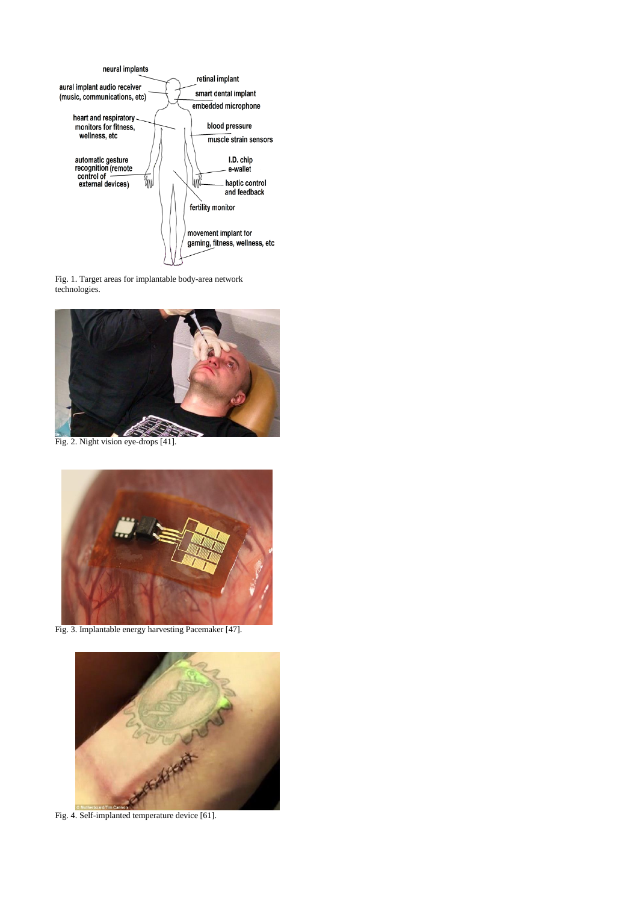neural implants

retinal implant

aural implant audio receiver (music, communications, etc)

smart dental implant

embedded microphone

heart and respiratory monitors for fitness, wellness, etc

blood pressure

muscle strain sensors

automatic gesture recognition (remote control of external devices)

I.D. chip e-wallet

haptic control and feedback

fertility monitor

movement implant for gaming, fitness, wellness, etc

Fig. 1. Target areas for implantable body-area network technologies.

Fig. 2. Night vision eye-drops [41].

Fig. 3. Implantable energy harvesting Pacemaker [47].

Fig. 4. Self-implanted temperature device [61].